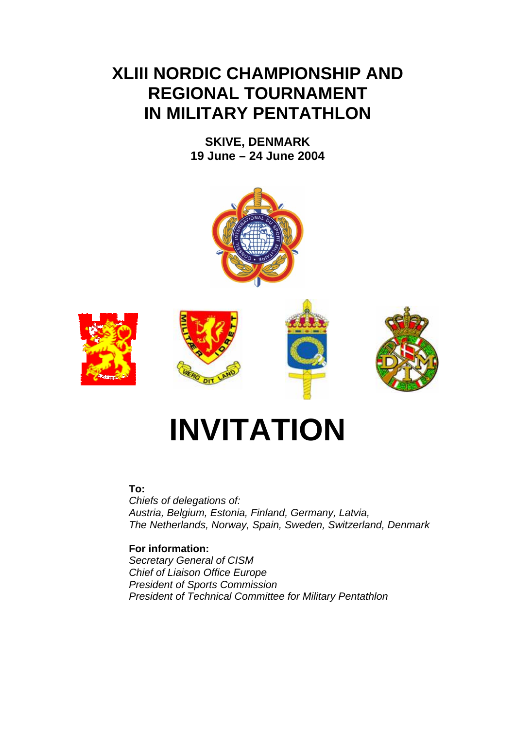# XLIII NORDIC CHAMPIONSHIP AND REGIONAL TOURNAMENT IN MILITARY PENTATHLON

**SKIVE, DENMARK**
**19 June – 24 June 2004**

# INVITATION

**To:**
*Chiefs of delegations of:*
*Austria, Belgium, Estonia, Finland, Germany, Latvia,*
*The Netherlands, Norway, Spain, Sweden, Switzerland, Denmark*

**For information:**
*Secretary General of CISM*
*Chief of Liaison Office Europe*
*President of Sports Commission*
*President of Technical Committee for Military Pentathlon*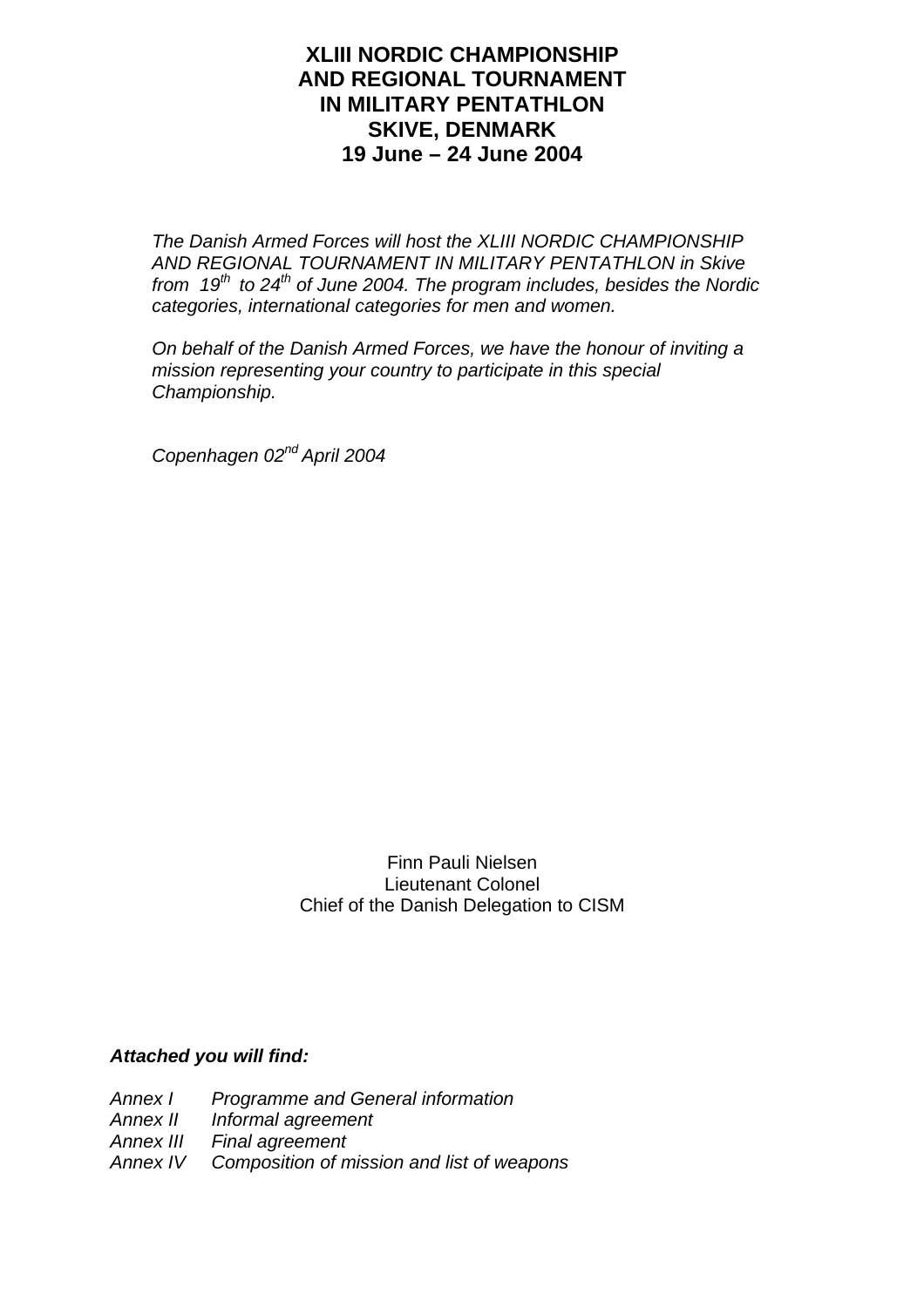# XLIII NORDIC CHAMPIONSHIP AND REGIONAL TOURNAMENT IN MILITARY PENTATHLON SKIVE, DENMARK 19 June – 24 June 2004

*The Danish Armed Forces will host the XLIII NORDIC CHAMPIONSHIP AND REGIONAL TOURNAMENT IN MILITARY PENTATHLON in Skive from 19th to 24th of June 2004. The program includes, besides the Nordic categories, international categories for men and women.*

*On behalf of the Danish Armed Forces, we have the honour of inviting a mission representing your country to participate in this special Championship.*

*Copenhagen 02nd April 2004*

Finn Pauli Nielsen
Lieutenant Colonel
Chief of the Danish Delegation to CISM

***Attached you will find:***

*Annex I Programme and General information*
*Annex II Informal agreement*
*Annex III Final agreement*
*Annex IV Composition of mission and list of weapons*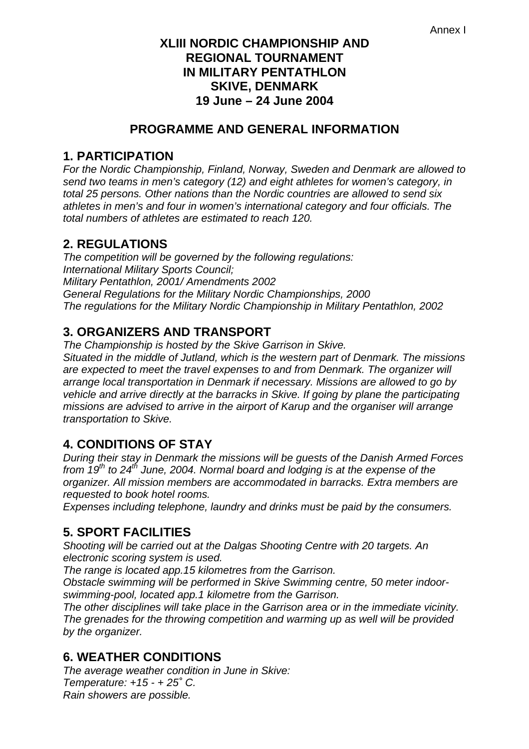Annex I

# XLIII NORDIC CHAMPIONSHIP AND REGIONAL TOURNAMENT IN MILITARY PENTATHLON SKIVE, DENMARK 19 June – 24 June 2004

## PROGRAMME AND GENERAL INFORMATION

## 1. PARTICIPATION

*For the Nordic Championship, Finland, Norway, Sweden and Denmark are allowed to send two teams in men's category (12) and eight athletes for women's category, in total 25 persons. Other nations than the Nordic countries are allowed to send six athletes in men's and four in women's international category and four officials. The total numbers of athletes are estimated to reach 120.*

## 2. REGULATIONS

*The competition will be governed by the following regulations:*
*International Military Sports Council;*
*Military Pentathlon, 2001/ Amendments 2002*
*General Regulations for the Military Nordic Championships, 2000*
*The regulations for the Military Nordic Championship in Military Pentathlon, 2002*

## 3. ORGANIZERS AND TRANSPORT

*The Championship is hosted by the Skive Garrison in Skive.*
*Situated in the middle of Jutland, which is the western part of Denmark. The missions are expected to meet the travel expenses to and from Denmark. The organizer will arrange local transportation in Denmark if necessary. Missions are allowed to go by vehicle and arrive directly at the barracks in Skive. If going by plane the participating missions are advised to arrive in the airport of Karup and the organiser will arrange transportation to Skive.*

## 4. CONDITIONS OF STAY

*During their stay in Denmark the missions will be guests of the Danish Armed Forces from 19th to 24th June, 2004. Normal board and lodging is at the expense of the organizer. All mission members are accommodated in barracks. Extra members are requested to book hotel rooms.*
*Expenses including telephone, laundry and drinks must be paid by the consumers.*

## 5. SPORT FACILITIES

*Shooting will be carried out at the Dalgas Shooting Centre with 20 targets. An electronic scoring system is used.*
*The range is located app.15 kilometres from the Garrison.*
*Obstacle swimming will be performed in Skive Swimming centre, 50 meter indoor-swimming-pool, located app.1 kilometre from the Garrison.*
*The other disciplines will take place in the Garrison area or in the immediate vicinity. The grenades for the throwing competition and warming up as well will be provided by the organizer.*

## 6. WEATHER CONDITIONS

*The average weather condition in June in Skive:*
*Temperature: +15 - + 25˚ C.*
*Rain showers are possible.*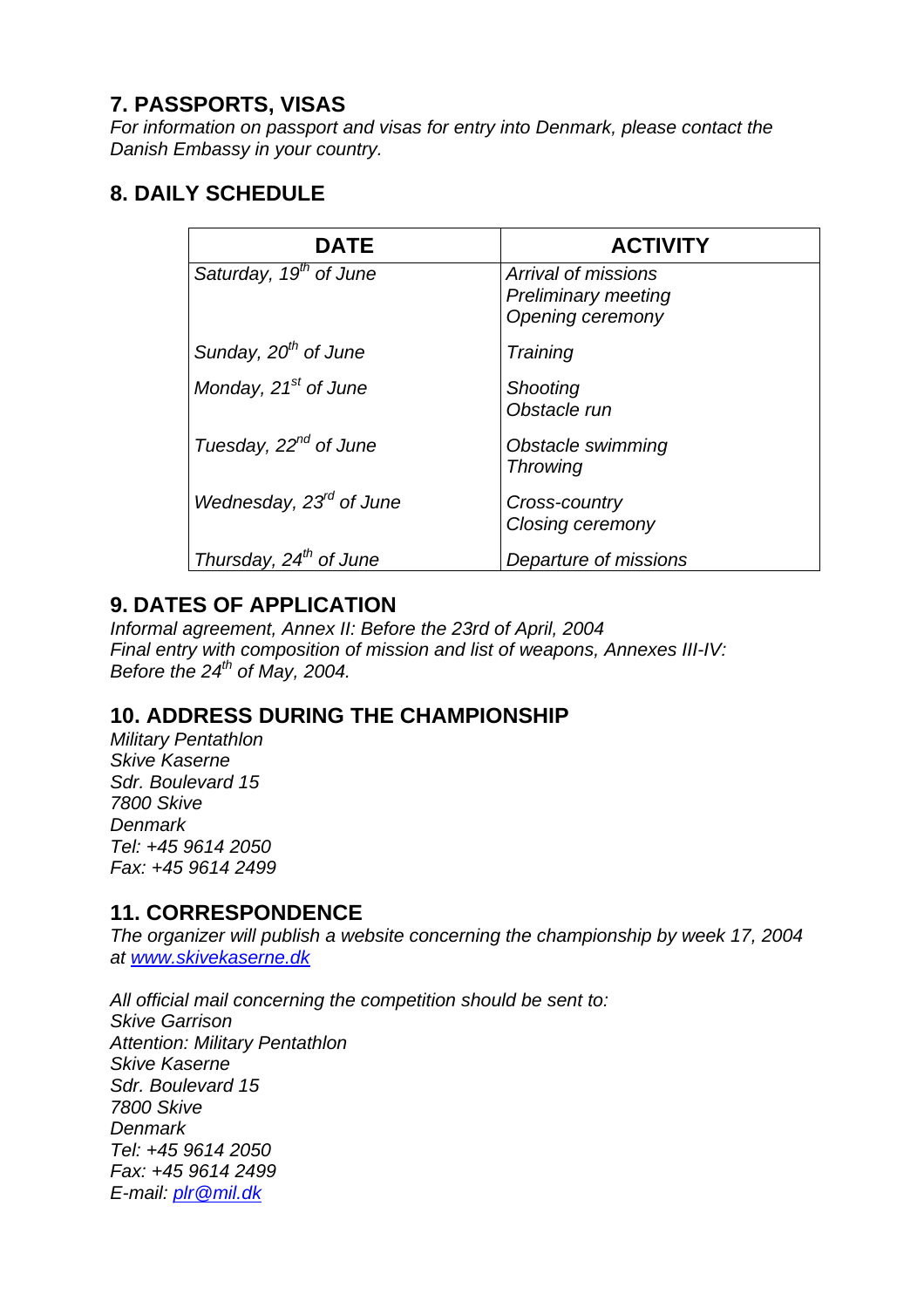## 7. PASSPORTS, VISAS

*For information on passport and visas for entry into Denmark, please contact the Danish Embassy in your country.*

## 8. DAILY SCHEDULE

| DATE | ACTIVITY |
|---|---|
| *Saturday, 19th of June* | *Arrival of missions*<br>*Preliminary meeting*<br>*Opening ceremony* |
| *Sunday, 20th of June* | *Training* |
| *Monday, 21st of June* | *Shooting*<br>*Obstacle run* |
| *Tuesday, 22nd of June* | *Obstacle swimming*<br>*Throwing* |
| *Wednesday, 23rd of June* | *Cross-country*<br>*Closing ceremony* |
| *Thursday, 24th of June* | *Departure of missions* |

## 9. DATES OF APPLICATION

*Informal agreement, Annex II: Before the 23rd of April, 2004*
*Final entry with composition of mission and list of weapons, Annexes III-IV: Before the 24th of May, 2004.*

## 10. ADDRESS DURING THE CHAMPIONSHIP

*Military Pentathlon*
*Skive Kaserne*
*Sdr. Boulevard 15*
*7800 Skive*
*Denmark*
*Tel: +45 9614 2050*
*Fax: +45 9614 2499*

## 11. CORRESPONDENCE

*The organizer will publish a website concerning the championship by week 17, 2004 at [www.skivekaserne.dk](http://www.skivekaserne.dk)*

*All official mail concerning the competition should be sent to:*
*Skive Garrison*
*Attention: Military Pentathlon*
*Skive Kaserne*
*Sdr. Boulevard 15*
*7800 Skive*
*Denmark*
*Tel: +45 9614 2050*
*Fax: +45 9614 2499*
*E-mail: [plr@mil.dk](mailto:plr@mil.dk)*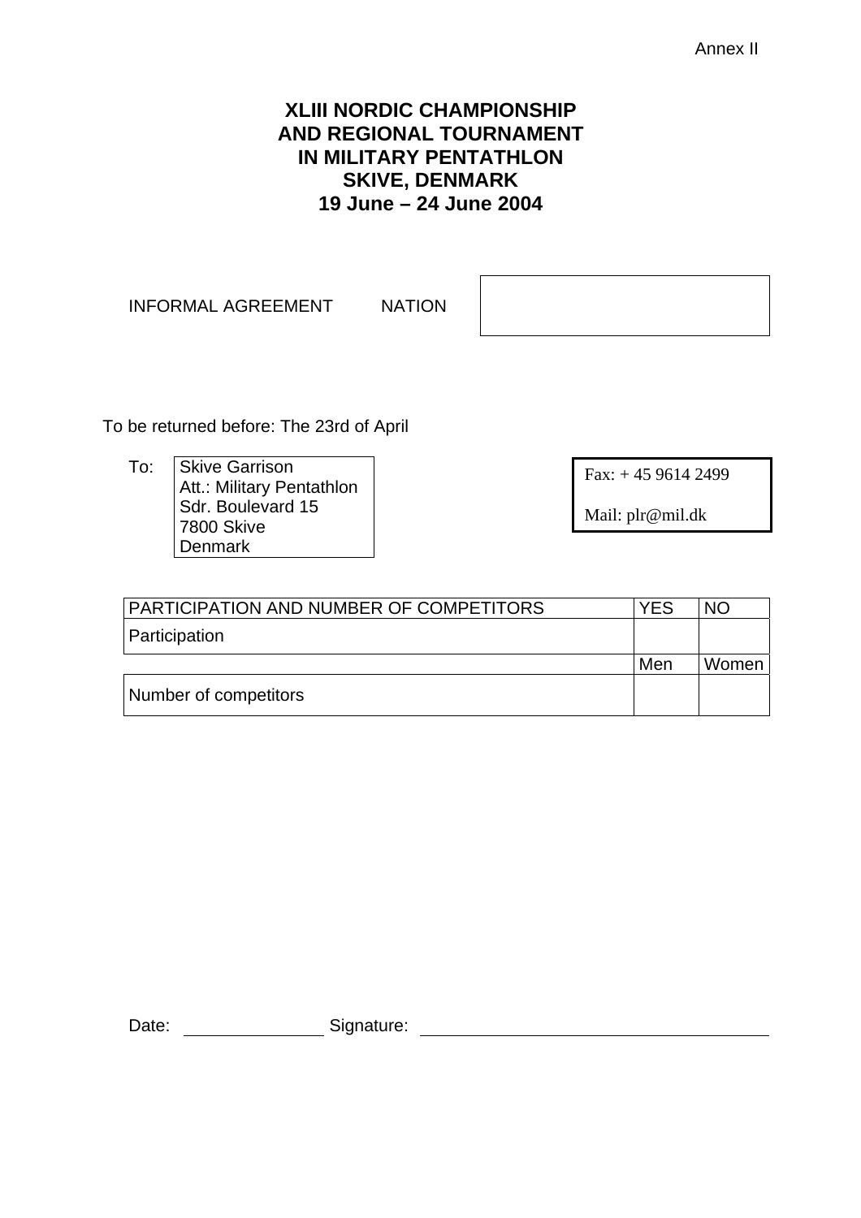Annex II

# XLIII NORDIC CHAMPIONSHIP AND REGIONAL TOURNAMENT IN MILITARY PENTATHLON SKIVE, DENMARK 19 June – 24 June 2004

INFORMAL AGREEMENT NATION

To be returned before: The 23rd of April

To:

Skive Garrison
Att.: Military Pentathlon
Sdr. Boulevard 15
7800 Skive
Denmark

Fax: + 45 9614 2499

Mail: plr@mil.dk

| PARTICIPATION AND NUMBER OF COMPETITORS | YES | NO |
|---|---|---|
| Participation | | |
| | Men | Women |
| Number of competitors | | |

Date: \_\_\_\_\_\_\_\_\_\_\_\_\_\_\_ Signature: \_\_\_\_\_\_\_\_\_\_\_\_\_\_\_\_\_\_\_\_\_\_\_\_\_\_\_\_\_\_\_\_\_\_\_\_\_\_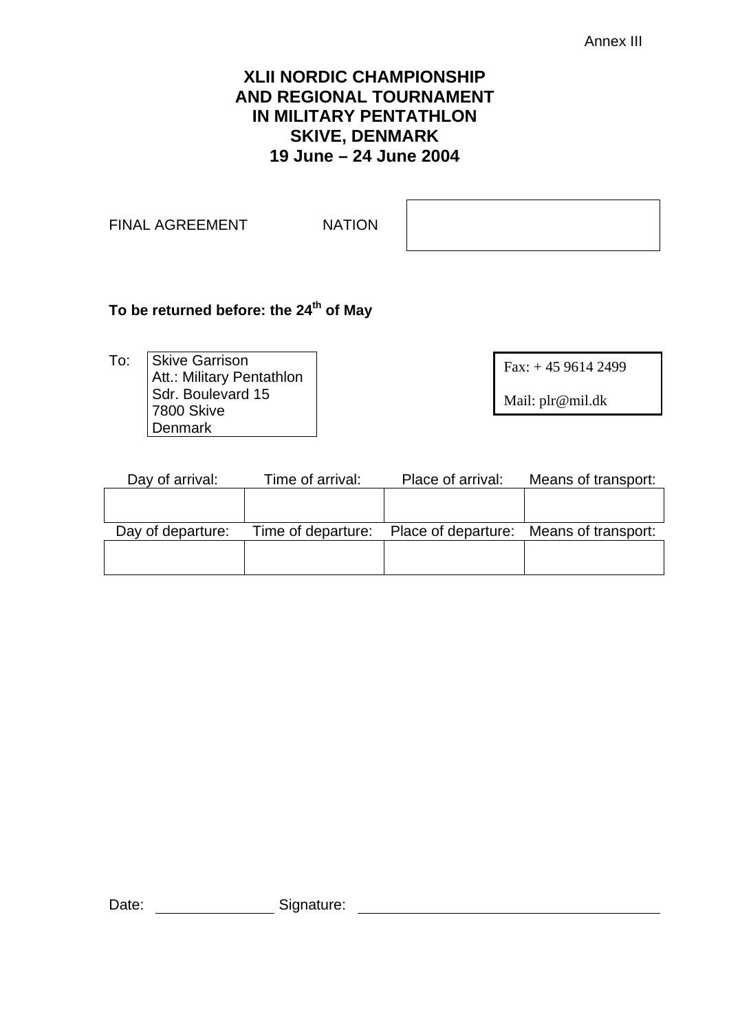Annex III

# XLII NORDIC CHAMPIONSHIP
# AND REGIONAL TOURNAMENT
# IN MILITARY PENTATHLON
# SKIVE, DENMARK
# 19 June – 24 June 2004

FINAL AGREEMENT NATION

| |
|---|
| |

**To be returned before: the 24th of May**

To:

Skive Garrison
Att.: Military Pentathlon
Sdr. Boulevard 15
7800 Skive
Denmark

Fax: + 45 9614 2499

Mail: plr@mil.dk

| Day of arrival: | Time of arrival: | Place of arrival: | Means of transport: |
|---|---|---|---|
| | | | |
| **Day of departure:** | **Time of departure:** | **Place of departure:** | **Means of transport:** |
| | | | |

Date: ______________ Signature: ____________________________________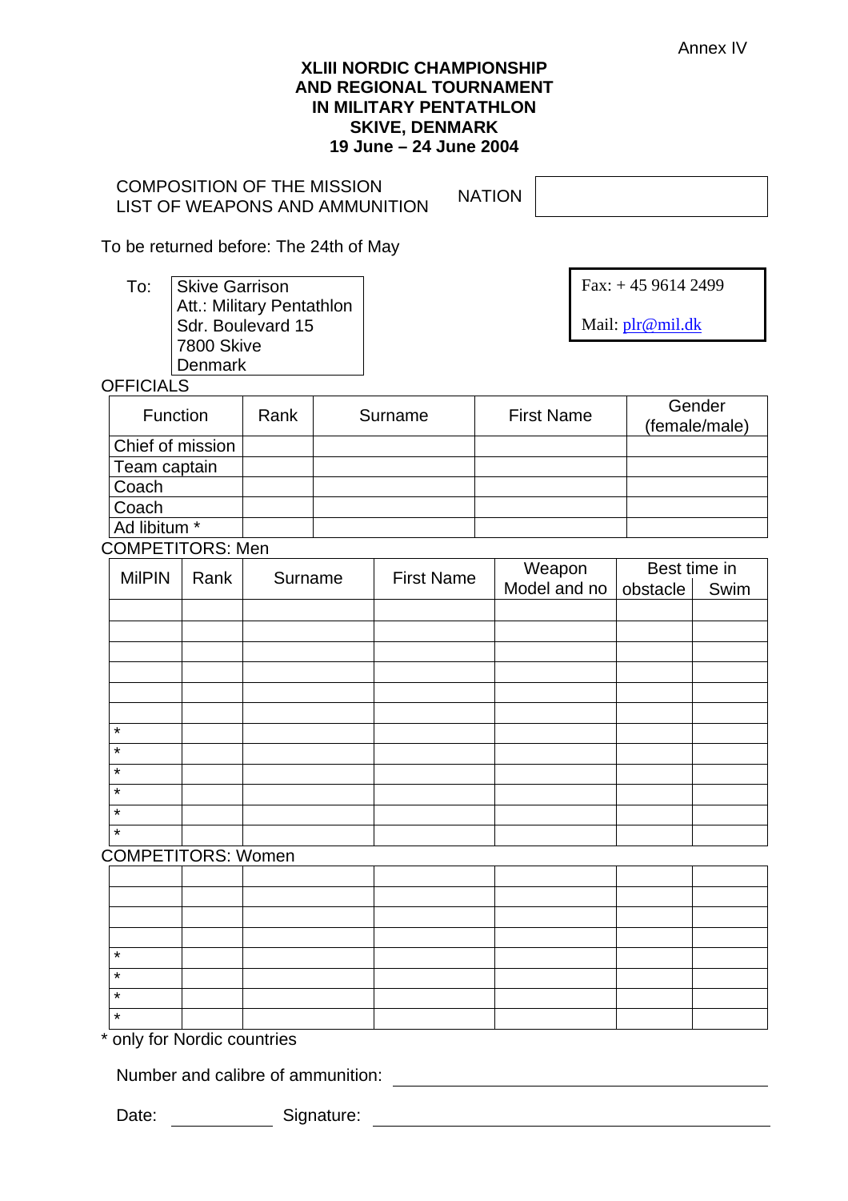Annex IV

**XLIII NORDIC CHAMPIONSHIP**
**AND REGIONAL TOURNAMENT**
**IN MILITARY PENTATHLON**
**SKIVE, DENMARK**
**19 June – 24 June 2004**

COMPOSITION OF THE MISSION
LIST OF WEAPONS AND AMMUNITION

NATION

To be returned before: The 24th of May

To:
Skive Garrison
Att.: Military Pentathlon
Sdr. Boulevard 15
7800 Skive
Denmark

Fax: + 45 9614 2499

Mail: plr@mil.dk

OFFICIALS

| Function | Rank | Surname | First Name | Gender (female/male) |
|---|---|---|---|---|
| Chief of mission | | | | |
| Team captain | | | | |
| Coach | | | | |
| Coach | | | | |
| Ad libitum * | | | | |

COMPETITORS: Men

| MilPIN | Rank | Surname | First Name | Weapon Model and no | Best time in obstacle | Swim |
|---|---|---|---|---|---|---|
| | | | | | | |
| | | | | | | |
| | | | | | | |
| | | | | | | |
| | | | | | | |
| | | | | | | |
| * | | | | | | |
| * | | | | | | |
| * | | | | | | |
| * | | | | | | |
| * | | | | | | |
| * | | | | | | |

COMPETITORS: Women

| | | | | | | |
|---|---|---|---|---|---|---|
| | | | | | | |
| | | | | | | |
| | | | | | | |
| | | | | | | |
| * | | | | | | |
| * | | | | | | |
| * | | | | | | |
| * | | | | | | |

* only for Nordic countries

Number and calibre of ammunition: ______________________________

Date: ____________ Signature: ______________________________